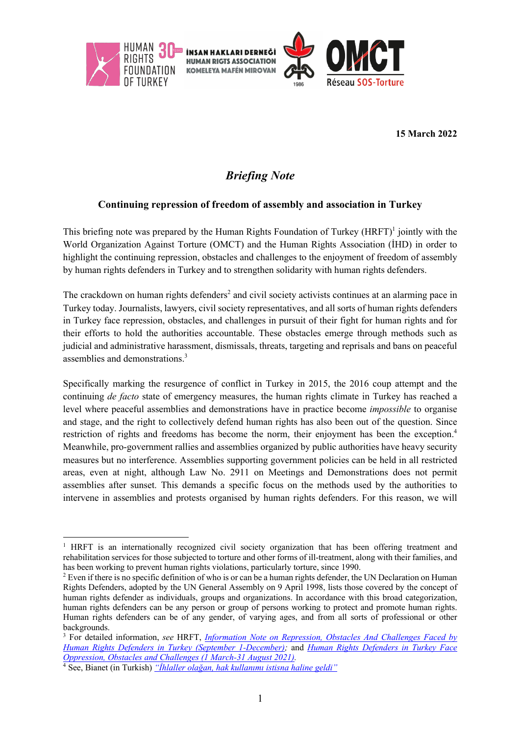**15 March 2022**

# *Briefing Note*

## Continuing repression of freedom of assembly and association in Turkey

This briefing note was prepared by the Human Rights Foundation of Turkey (HRFT)[1] jointly with the World Organization Against Torture (OMCT) and the Human Rights Association (İHD) in order to highlight the continuing repression, obstacles and challenges to the enjoyment of freedom of assembly by human rights defenders in Turkey and to strengthen solidarity with human rights defenders.

The crackdown on human rights defenders[2] and civil society activists continues at an alarming pace in Turkey today. Journalists, lawyers, civil society representatives, and all sorts of human rights defenders in Turkey face repression, obstacles, and challenges in pursuit of their fight for human rights and for their efforts to hold the authorities accountable. These obstacles emerge through methods such as judicial and administrative harassment, dismissals, threats, targeting and reprisals and bans on peaceful assemblies and demonstrations.[3]

Specifically marking the resurgence of conflict in Turkey in 2015, the 2016 coup attempt and the continuing *de facto* state of emergency measures, the human rights climate in Turkey has reached a level where peaceful assemblies and demonstrations have in practice become *impossible* to organise and stage, and the right to collectively defend human rights has also been out of the question. Since restriction of rights and freedoms has become the norm, their enjoyment has been the exception.[4] Meanwhile, pro-government rallies and assemblies organized by public authorities have heavy security measures but no interference. Assemblies supporting government policies can be held in all restricted areas, even at night, although Law No. 2911 on Meetings and Demonstrations does not permit assemblies after sunset. This demands a specific focus on the methods used by the authorities to intervene in assemblies and protests organised by human rights defenders. For this reason, we will

---

[1] HRFT is an internationally recognized civil society organization that has been offering treatment and rehabilitation services for those subjected to torture and other forms of ill-treatment, along with their families, and has been working to prevent human rights violations, particularly torture, since 1990.

[2] Even if there is no specific definition of who is or can be a human rights defender, the UN Declaration on Human Rights Defenders, adopted by the UN General Assembly on 9 April 1998, lists those covered by the concept of human rights defender as individuals, groups and organizations. In accordance with this broad categorization, human rights defenders can be any person or group of persons working to protect and promote human rights. Human rights defenders can be of any gender, of varying ages, and from all sorts of professional or other backgrounds.

[3] For detailed information, *see* HRFT, *Information Note on Repression, Obstacles And Challenges Faced by Human Rights Defenders in Turkey (September 1-December)*; and *Human Rights Defenders in Turkey Face Oppression, Obstacles and Challenges (1 March-31 August 2021)*.

[4] See, Bianet (in Turkish) *"İhlaller olağan, hak kullanımı istisna haline geldi"*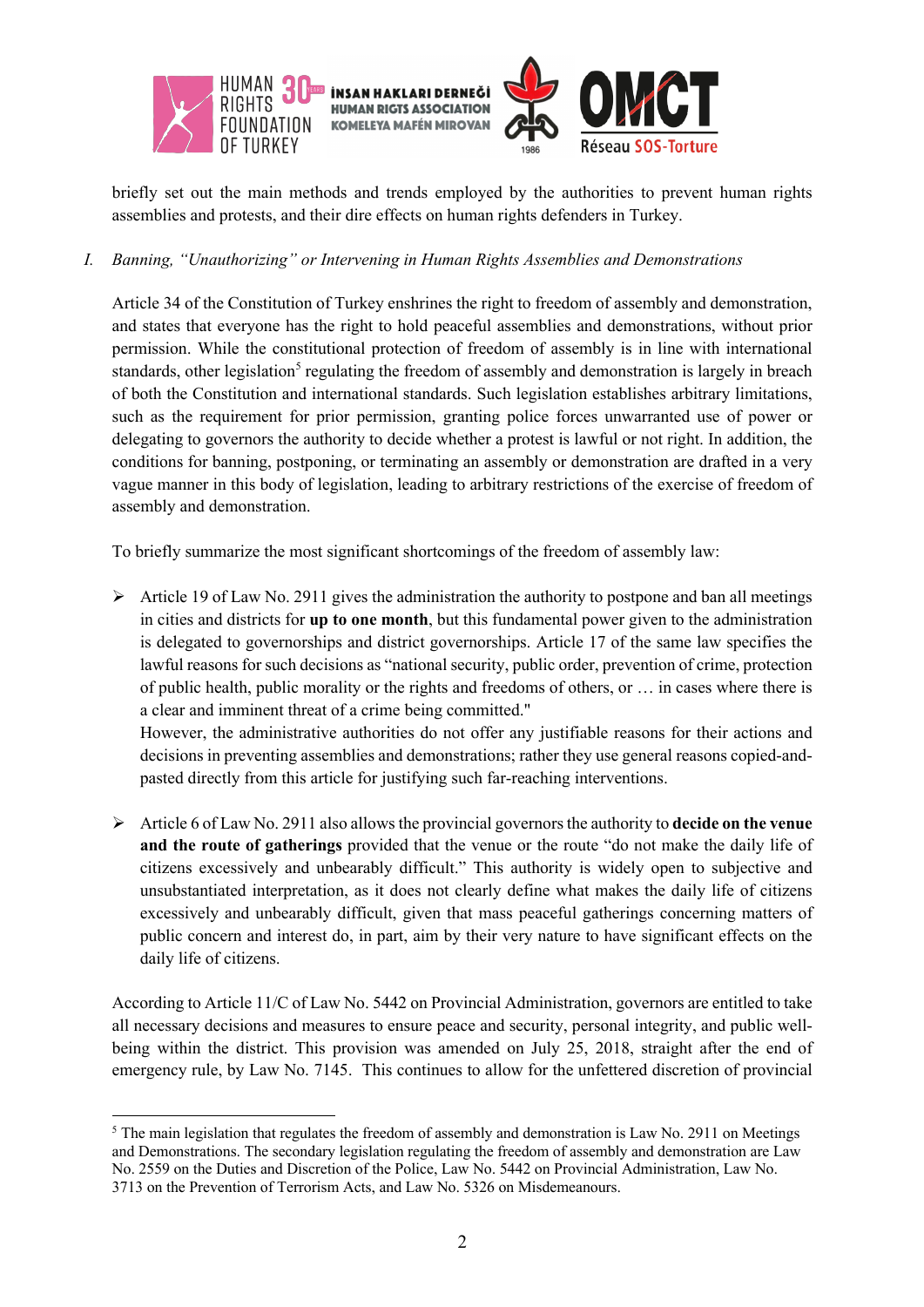briefly set out the main methods and trends employed by the authorities to prevent human rights assemblies and protests, and their dire effects on human rights defenders in Turkey.

## I. *Banning, "Unauthorizing" or Intervening in Human Rights Assemblies and Demonstrations*

Article 34 of the Constitution of Turkey enshrines the right to freedom of assembly and demonstration, and states that everyone has the right to hold peaceful assemblies and demonstrations, without prior permission. While the constitutional protection of freedom of assembly is in line with international standards, other legislation[5] regulating the freedom of assembly and demonstration is largely in breach of both the Constitution and international standards. Such legislation establishes arbitrary limitations, such as the requirement for prior permission, granting police forces unwarranted use of power or delegating to governors the authority to decide whether a protest is lawful or not right. In addition, the conditions for banning, postponing, or terminating an assembly or demonstration are drafted in a very vague manner in this body of legislation, leading to arbitrary restrictions of the exercise of freedom of assembly and demonstration.

To briefly summarize the most significant shortcomings of the freedom of assembly law:

- Article 19 of Law No. 2911 gives the administration the authority to postpone and ban all meetings in cities and districts for **up to one month**, but this fundamental power given to the administration is delegated to governorships and district governorships. Article 17 of the same law specifies the lawful reasons for such decisions as "national security, public order, prevention of crime, protection of public health, public morality or the rights and freedoms of others, or … in cases where there is a clear and imminent threat of a crime being committed."
  However, the administrative authorities do not offer any justifiable reasons for their actions and decisions in preventing assemblies and demonstrations; rather they use general reasons copied-and-pasted directly from this article for justifying such far-reaching interventions.

- Article 6 of Law No. 2911 also allows the provincial governors the authority to **decide on the venue and the route of gatherings** provided that the venue or the route "do not make the daily life of citizens excessively and unbearably difficult." This authority is widely open to subjective and unsubstantiated interpretation, as it does not clearly define what makes the daily life of citizens excessively and unbearably difficult, given that mass peaceful gatherings concerning matters of public concern and interest do, in part, aim by their very nature to have significant effects on the daily life of citizens.

According to Article 11/C of Law No. 5442 on Provincial Administration, governors are entitled to take all necessary decisions and measures to ensure peace and security, personal integrity, and public well-being within the district. This provision was amended on July 25, 2018, straight after the end of emergency rule, by Law No. 7145. This continues to allow for the unfettered discretion of provincial

---

[5] The main legislation that regulates the freedom of assembly and demonstration is Law No. 2911 on Meetings and Demonstrations. The secondary legislation regulating the freedom of assembly and demonstration are Law No. 2559 on the Duties and Discretion of the Police, Law No. 5442 on Provincial Administration, Law No. 3713 on the Prevention of Terrorism Acts, and Law No. 5326 on Misdemeanours.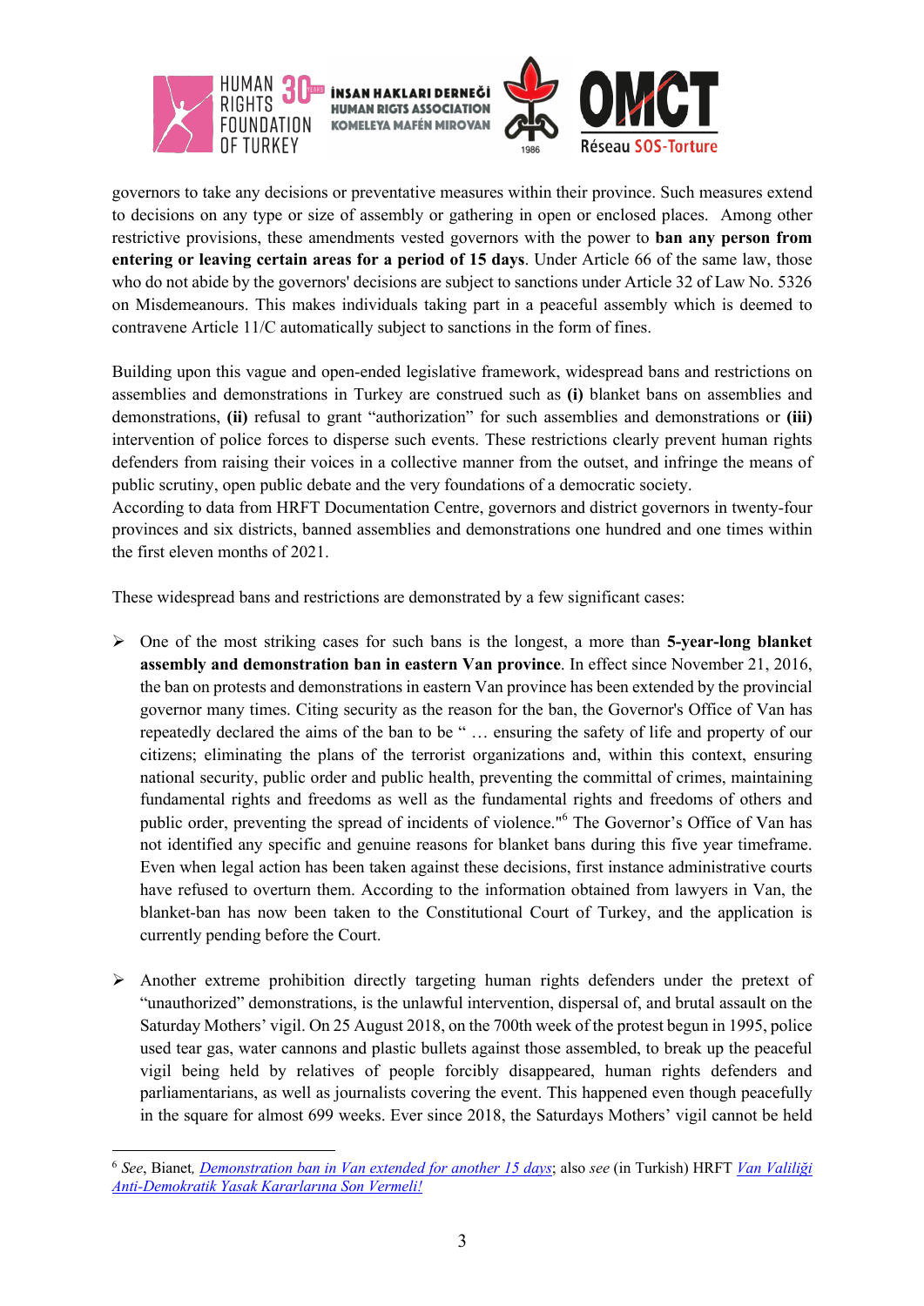governors to take any decisions or preventative measures within their province. Such measures extend to decisions on any type or size of assembly or gathering in open or enclosed places. Among other restrictive provisions, these amendments vested governors with the power to **ban any person from entering or leaving certain areas for a period of 15 days**. Under Article 66 of the same law, those who do not abide by the governors' decisions are subject to sanctions under Article 32 of Law No. 5326 on Misdemeanours. This makes individuals taking part in a peaceful assembly which is deemed to contravene Article 11/C automatically subject to sanctions in the form of fines.

Building upon this vague and open-ended legislative framework, widespread bans and restrictions on assemblies and demonstrations in Turkey are construed such as **(i)** blanket bans on assemblies and demonstrations, **(ii)** refusal to grant "authorization" for such assemblies and demonstrations or **(iii)** intervention of police forces to disperse such events. These restrictions clearly prevent human rights defenders from raising their voices in a collective manner from the outset, and infringe the means of public scrutiny, open public debate and the very foundations of a democratic society.
According to data from HRFT Documentation Centre, governors and district governors in twenty-four provinces and six districts, banned assemblies and demonstrations one hundred and one times within the first eleven months of 2021.

These widespread bans and restrictions are demonstrated by a few significant cases:

- One of the most striking cases for such bans is the longest, a more than **5-year-long blanket assembly and demonstration ban in eastern Van province**. In effect since November 21, 2016, the ban on protests and demonstrations in eastern Van province has been extended by the provincial governor many times. Citing security as the reason for the ban, the Governor's Office of Van has repeatedly declared the aims of the ban to be " … ensuring the safety of life and property of our citizens; eliminating the plans of the terrorist organizations and, within this context, ensuring national security, public order and public health, preventing the committal of crimes, maintaining fundamental rights and freedoms as well as the fundamental rights and freedoms of others and public order, preventing the spread of incidents of violence."[6] The Governor's Office of Van has not identified any specific and genuine reasons for blanket bans during this five year timeframe. Even when legal action has been taken against these decisions, first instance administrative courts have refused to overturn them. According to the information obtained from lawyers in Van, the blanket-ban has now been taken to the Constitutional Court of Turkey, and the application is currently pending before the Court.

- Another extreme prohibition directly targeting human rights defenders under the pretext of "unauthorized" demonstrations, is the unlawful intervention, dispersal of, and brutal assault on the Saturday Mothers' vigil. On 25 August 2018, on the 700th week of the protest begun in 1995, police used tear gas, water cannons and plastic bullets against those assembled, to break up the peaceful vigil being held by relatives of people forcibly disappeared, human rights defenders and parliamentarians, as well as journalists covering the event. This happened even though peacefully in the square for almost 699 weeks. Ever since 2018, the Saturdays Mothers' vigil cannot be held

---

[6] *See*, Bianet*, Demonstration ban in Van extended for another 15 days*; also *see* (in Turkish) HRFT *Van Valiliği Anti-Demokratik Yasak Kararlarına Son Vermeli!*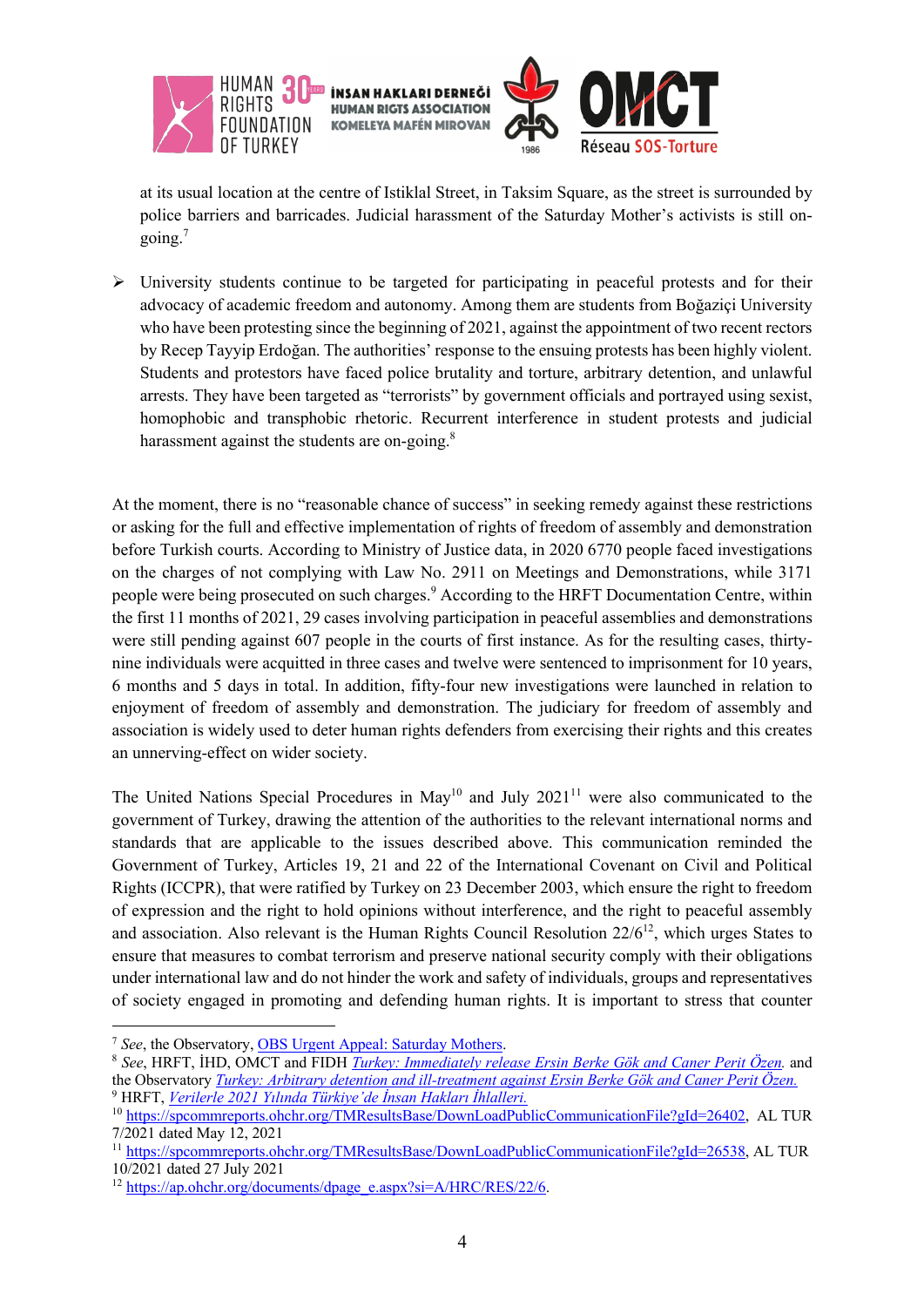at its usual location at the centre of Istiklal Street, in Taksim Square, as the street is surrounded by police barriers and barricades. Judicial harassment of the Saturday Mother's activists is still on-going.[7]

- University students continue to be targeted for participating in peaceful protests and for their advocacy of academic freedom and autonomy. Among them are students from Boğaziçi University who have been protesting since the beginning of 2021, against the appointment of two recent rectors by Recep Tayyip Erdoğan. The authorities' response to the ensuing protests has been highly violent. Students and protestors have faced police brutality and torture, arbitrary detention, and unlawful arrests. They have been targeted as "terrorists" by government officials and portrayed using sexist, homophobic and transphobic rhetoric. Recurrent interference in student protests and judicial harassment against the students are on-going.[8]

At the moment, there is no "reasonable chance of success" in seeking remedy against these restrictions or asking for the full and effective implementation of rights of freedom of assembly and demonstration before Turkish courts. According to Ministry of Justice data, in 2020 6770 people faced investigations on the charges of not complying with Law No. 2911 on Meetings and Demonstrations, while 3171 people were being prosecuted on such charges.[9] According to the HRFT Documentation Centre, within the first 11 months of 2021, 29 cases involving participation in peaceful assemblies and demonstrations were still pending against 607 people in the courts of first instance. As for the resulting cases, thirty-nine individuals were acquitted in three cases and twelve were sentenced to imprisonment for 10 years, 6 months and 5 days in total. In addition, fifty-four new investigations were launched in relation to enjoyment of freedom of assembly and demonstration. The judiciary for freedom of assembly and association is widely used to deter human rights defenders from exercising their rights and this creates an unnerving-effect on wider society.

The United Nations Special Procedures in May[10] and July 2021[11] were also communicated to the government of Turkey, drawing the attention of the authorities to the relevant international norms and standards that are applicable to the issues described above. This communication reminded the Government of Turkey, Articles 19, 21 and 22 of the International Covenant on Civil and Political Rights (ICCPR), that were ratified by Turkey on 23 December 2003, which ensure the right to freedom of expression and the right to hold opinions without interference, and the right to peaceful assembly and association. Also relevant is the Human Rights Council Resolution 22/6[12], which urges States to ensure that measures to combat terrorism and preserve national security comply with their obligations under international law and do not hinder the work and safety of individuals, groups and representatives of society engaged in promoting and defending human rights. It is important to stress that counter

---

[7] *See*, the Observatory, OBS Urgent Appeal: Saturday Mothers.

[8] *See*, HRFT, İHD, OMCT and FIDH *Turkey: Immediately release Ersin Berke Gök and Caner Perit Özen.* and the Observatory *Turkey: Arbitrary detention and ill-treatment against Ersin Berke Gök and Caner Perit Özen.*

[9] HRFT, *Verilerle 2021 Yılında Türkiye'de İnsan Hakları İhlalleri.*

[10] https://spcommreports.ohchr.org/TMResultsBase/DownLoadPublicCommunicationFile?gId=26402, AL TUR 7/2021 dated May 12, 2021

[11] https://spcommreports.ohchr.org/TMResultsBase/DownLoadPublicCommunicationFile?gId=26538, AL TUR 10/2021 dated 27 July 2021

[12] https://ap.ohchr.org/documents/dpage_e.aspx?si=A/HRC/RES/22/6.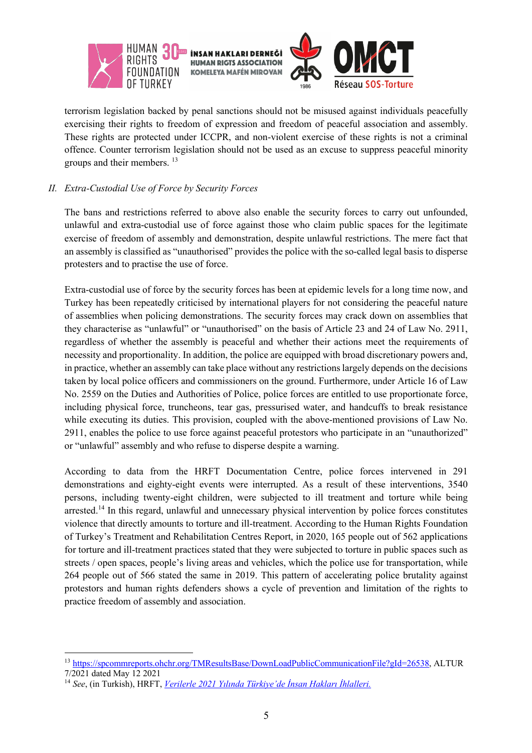terrorism legislation backed by penal sanctions should not be misused against individuals peacefully exercising their rights to freedom of expression and freedom of peaceful association and assembly. These rights are protected under ICCPR, and non-violent exercise of these rights is not a criminal offence. Counter terrorism legislation should not be used as an excuse to suppress peaceful minority groups and their members. [13]

## II. *Extra-Custodial Use of Force by Security Forces*

The bans and restrictions referred to above also enable the security forces to carry out unfounded, unlawful and extra-custodial use of force against those who claim public spaces for the legitimate exercise of freedom of assembly and demonstration, despite unlawful restrictions. The mere fact that an assembly is classified as "unauthorised" provides the police with the so-called legal basis to disperse protesters and to practise the use of force.

Extra-custodial use of force by the security forces has been at epidemic levels for a long time now, and Turkey has been repeatedly criticised by international players for not considering the peaceful nature of assemblies when policing demonstrations. The security forces may crack down on assemblies that they characterise as "unlawful" or "unauthorised" on the basis of Article 23 and 24 of Law No. 2911, regardless of whether the assembly is peaceful and whether their actions meet the requirements of necessity and proportionality. In addition, the police are equipped with broad discretionary powers and, in practice, whether an assembly can take place without any restrictions largely depends on the decisions taken by local police officers and commissioners on the ground. Furthermore, under Article 16 of Law No. 2559 on the Duties and Authorities of Police, police forces are entitled to use proportionate force, including physical force, truncheons, tear gas, pressurised water, and handcuffs to break resistance while executing its duties. This provision, coupled with the above-mentioned provisions of Law No. 2911, enables the police to use force against peaceful protestors who participate in an "unauthorized" or "unlawful" assembly and who refuse to disperse despite a warning.

According to data from the HRFT Documentation Centre, police forces intervened in 291 demonstrations and eighty-eight events were interrupted. As a result of these interventions, 3540 persons, including twenty-eight children, were subjected to ill treatment and torture while being arrested.[14] In this regard, unlawful and unnecessary physical intervention by police forces constitutes violence that directly amounts to torture and ill-treatment. According to the Human Rights Foundation of Turkey's Treatment and Rehabilitation Centres Report, in 2020, 165 people out of 562 applications for torture and ill-treatment practices stated that they were subjected to torture in public spaces such as streets / open spaces, people's living areas and vehicles, which the police use for transportation, while 264 people out of 566 stated the same in 2019. This pattern of accelerating police brutality against protestors and human rights defenders shows a cycle of prevention and limitation of the rights to practice freedom of assembly and association.

---

[13] https://spcommreports.ohchr.org/TMResultsBase/DownLoadPublicCommunicationFile?gId=26538, ALTUR 7/2021 dated May 12 2021

[14] *See*, (in Turkish), HRFT, *Verilerle 2021 Yılında Türkiye'de İnsan Hakları İhlalleri.*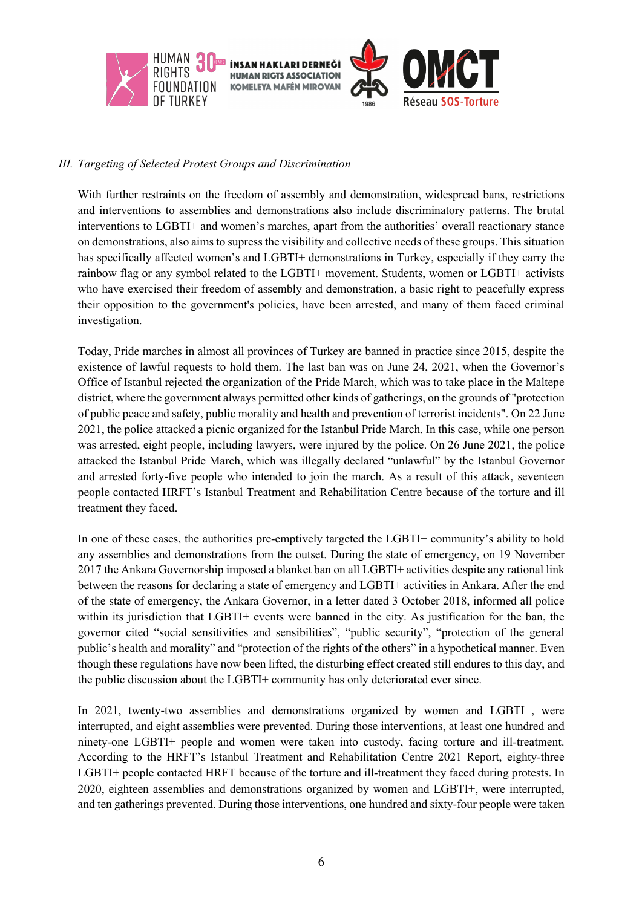*III. Targeting of Selected Protest Groups and Discrimination*

With further restraints on the freedom of assembly and demonstration, widespread bans, restrictions and interventions to assemblies and demonstrations also include discriminatory patterns. The brutal interventions to LGBTI+ and women's marches, apart from the authorities' overall reactionary stance on demonstrations, also aims to supress the visibility and collective needs of these groups. This situation has specifically affected women's and LGBTI+ demonstrations in Turkey, especially if they carry the rainbow flag or any symbol related to the LGBTI+ movement. Students, women or LGBTI+ activists who have exercised their freedom of assembly and demonstration, a basic right to peacefully express their opposition to the government's policies, have been arrested, and many of them faced criminal investigation.

Today, Pride marches in almost all provinces of Turkey are banned in practice since 2015, despite the existence of lawful requests to hold them. The last ban was on June 24, 2021, when the Governor's Office of Istanbul rejected the organization of the Pride March, which was to take place in the Maltepe district, where the government always permitted other kinds of gatherings, on the grounds of "protection of public peace and safety, public morality and health and prevention of terrorist incidents". On 22 June 2021, the police attacked a picnic organized for the Istanbul Pride March. In this case, while one person was arrested, eight people, including lawyers, were injured by the police. On 26 June 2021, the police attacked the Istanbul Pride March, which was illegally declared "unlawful" by the Istanbul Governor and arrested forty-five people who intended to join the march. As a result of this attack, seventeen people contacted HRFT's Istanbul Treatment and Rehabilitation Centre because of the torture and ill treatment they faced.

In one of these cases, the authorities pre-emptively targeted the LGBTI+ community's ability to hold any assemblies and demonstrations from the outset. During the state of emergency, on 19 November 2017 the Ankara Governorship imposed a blanket ban on all LGBTI+ activities despite any rational link between the reasons for declaring a state of emergency and LGBTI+ activities in Ankara. After the end of the state of emergency, the Ankara Governor, in a letter dated 3 October 2018, informed all police within its jurisdiction that LGBTI+ events were banned in the city. As justification for the ban, the governor cited "social sensitivities and sensibilities", "public security", "protection of the general public's health and morality" and "protection of the rights of the others" in a hypothetical manner. Even though these regulations have now been lifted, the disturbing effect created still endures to this day, and the public discussion about the LGBTI+ community has only deteriorated ever since.

In 2021, twenty-two assemblies and demonstrations organized by women and LGBTI+, were interrupted, and eight assemblies were prevented. During those interventions, at least one hundred and ninety-one LGBTI+ people and women were taken into custody, facing torture and ill-treatment. According to the HRFT's Istanbul Treatment and Rehabilitation Centre 2021 Report, eighty-three LGBTI+ people contacted HRFT because of the torture and ill-treatment they faced during protests. In 2020, eighteen assemblies and demonstrations organized by women and LGBTI+, were interrupted, and ten gatherings prevented. During those interventions, one hundred and sixty-four people were taken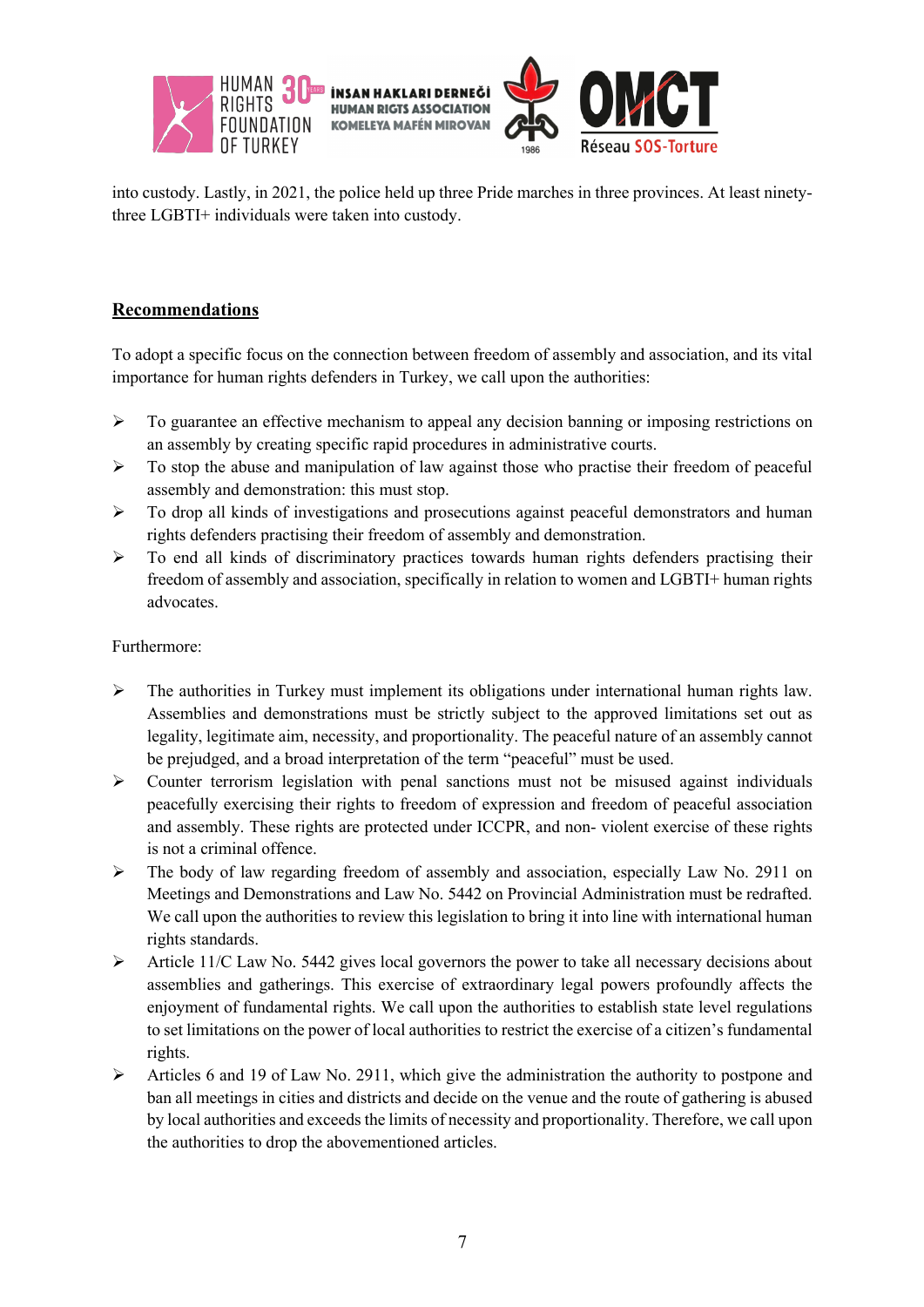into custody. Lastly, in 2021, the police held up three Pride marches in three provinces. At least ninety-three LGBTI+ individuals were taken into custody.

## Recommendations

To adopt a specific focus on the connection between freedom of assembly and association, and its vital importance for human rights defenders in Turkey, we call upon the authorities:

- To guarantee an effective mechanism to appeal any decision banning or imposing restrictions on an assembly by creating specific rapid procedures in administrative courts.
- To stop the abuse and manipulation of law against those who practise their freedom of peaceful assembly and demonstration: this must stop.
- To drop all kinds of investigations and prosecutions against peaceful demonstrators and human rights defenders practising their freedom of assembly and demonstration.
- To end all kinds of discriminatory practices towards human rights defenders practising their freedom of assembly and association, specifically in relation to women and LGBTI+ human rights advocates.

Furthermore:

- The authorities in Turkey must implement its obligations under international human rights law. Assemblies and demonstrations must be strictly subject to the approved limitations set out as legality, legitimate aim, necessity, and proportionality. The peaceful nature of an assembly cannot be prejudged, and a broad interpretation of the term "peaceful" must be used.
- Counter terrorism legislation with penal sanctions must not be misused against individuals peacefully exercising their rights to freedom of expression and freedom of peaceful association and assembly. These rights are protected under ICCPR, and non- violent exercise of these rights is not a criminal offence.
- The body of law regarding freedom of assembly and association, especially Law No. 2911 on Meetings and Demonstrations and Law No. 5442 on Provincial Administration must be redrafted. We call upon the authorities to review this legislation to bring it into line with international human rights standards.
- Article 11/C Law No. 5442 gives local governors the power to take all necessary decisions about assemblies and gatherings. This exercise of extraordinary legal powers profoundly affects the enjoyment of fundamental rights. We call upon the authorities to establish state level regulations to set limitations on the power of local authorities to restrict the exercise of a citizen's fundamental rights.
- Articles 6 and 19 of Law No. 2911, which give the administration the authority to postpone and ban all meetings in cities and districts and decide on the venue and the route of gathering is abused by local authorities and exceeds the limits of necessity and proportionality. Therefore, we call upon the authorities to drop the abovementioned articles.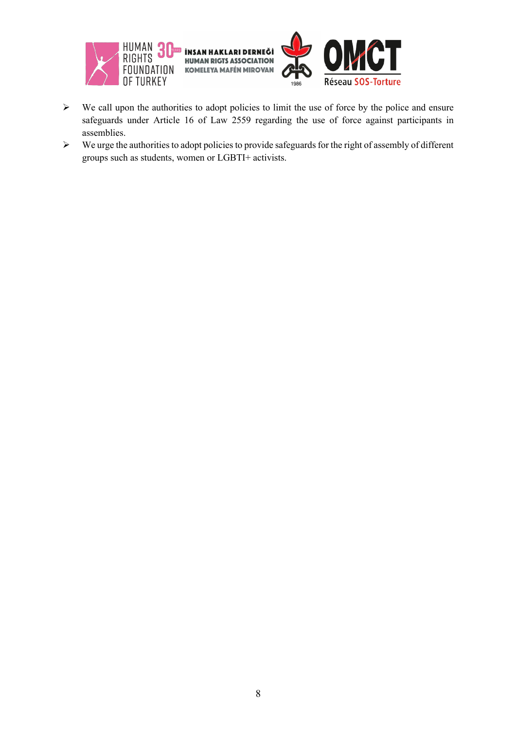- We call upon the authorities to adopt policies to limit the use of force by the police and ensure safeguards under Article 16 of Law 2559 regarding the use of force against participants in assemblies.
- We urge the authorities to adopt policies to provide safeguards for the right of assembly of different groups such as students, women or LGBTI+ activists.